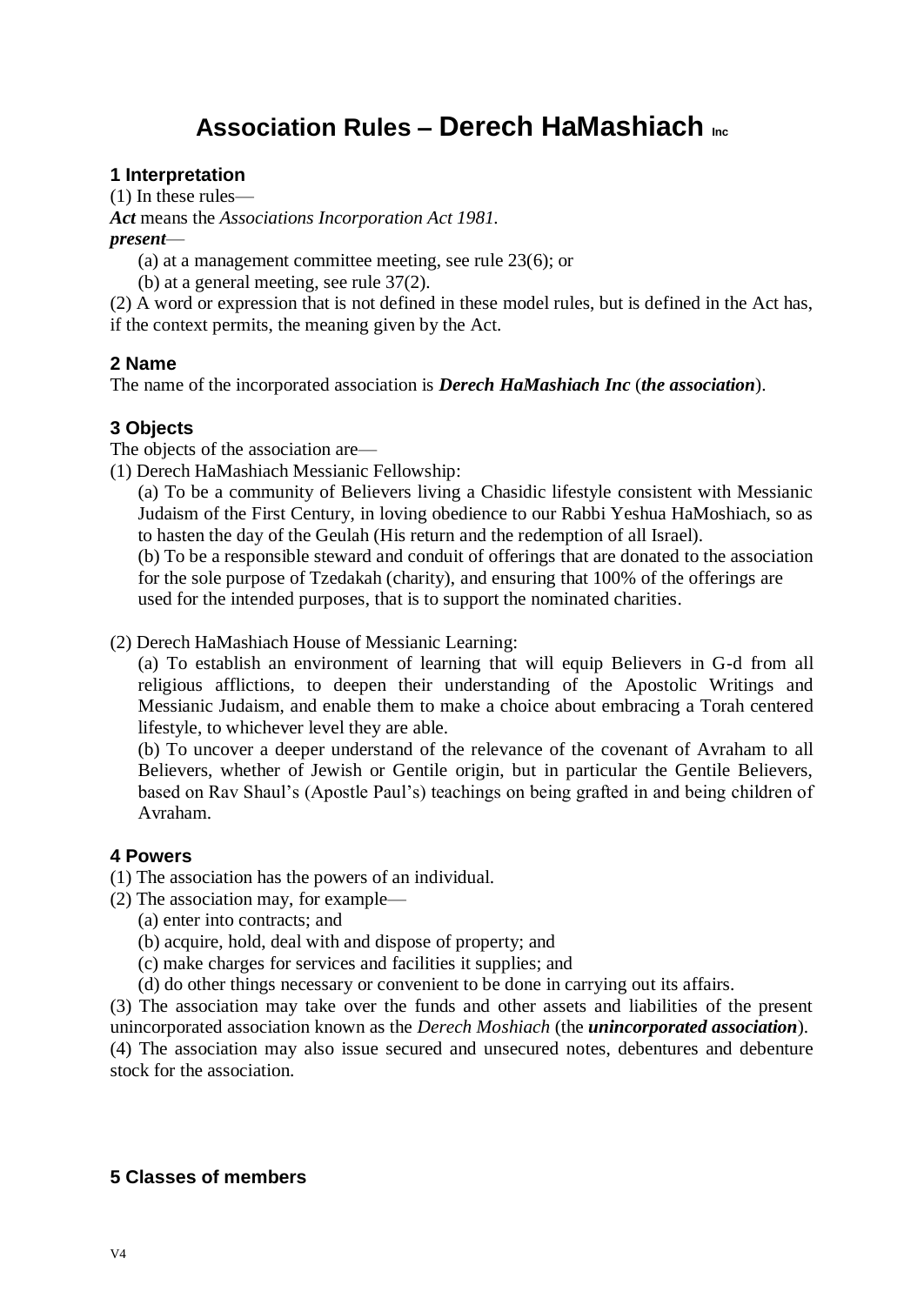# Association Rules – Derech HaMashiach Inc

## 1 Interpretation

(1) In these rules—

***Act*** means the *Associations Incorporation Act 1981.*

***present***—

(a) at a management committee meeting, see rule 23(6); or

(b) at a general meeting, see rule 37(2).

(2) A word or expression that is not defined in these model rules, but is defined in the Act has, if the context permits, the meaning given by the Act.

## 2 Name

The name of the incorporated association is ***Derech HaMashiach Inc*** (***the association***).

## 3 Objects

The objects of the association are—

(1) Derech HaMashiach Messianic Fellowship:

(a) To be a community of Believers living a Chasidic lifestyle consistent with Messianic Judaism of the First Century, in loving obedience to our Rabbi Yeshua HaMoshiach, so as to hasten the day of the Geulah (His return and the redemption of all Israel).

(b) To be a responsible steward and conduit of offerings that are donated to the association for the sole purpose of Tzedakah (charity), and ensuring that 100% of the offerings are used for the intended purposes, that is to support the nominated charities.

(2) Derech HaMashiach House of Messianic Learning:

(a) To establish an environment of learning that will equip Believers in G-d from all religious afflictions, to deepen their understanding of the Apostolic Writings and Messianic Judaism, and enable them to make a choice about embracing a Torah centered lifestyle, to whichever level they are able.

(b) To uncover a deeper understand of the relevance of the covenant of Avraham to all Believers, whether of Jewish or Gentile origin, but in particular the Gentile Believers, based on Rav Shaul's (Apostle Paul's) teachings on being grafted in and being children of Avraham.

## 4 Powers

(1) The association has the powers of an individual.

(2) The association may, for example—

(a) enter into contracts; and

(b) acquire, hold, deal with and dispose of property; and

(c) make charges for services and facilities it supplies; and

(d) do other things necessary or convenient to be done in carrying out its affairs.

(3) The association may take over the funds and other assets and liabilities of the present unincorporated association known as the *Derech Moshiach* (the ***unincorporated association***).

(4) The association may also issue secured and unsecured notes, debentures and debenture stock for the association.

## 5 Classes of members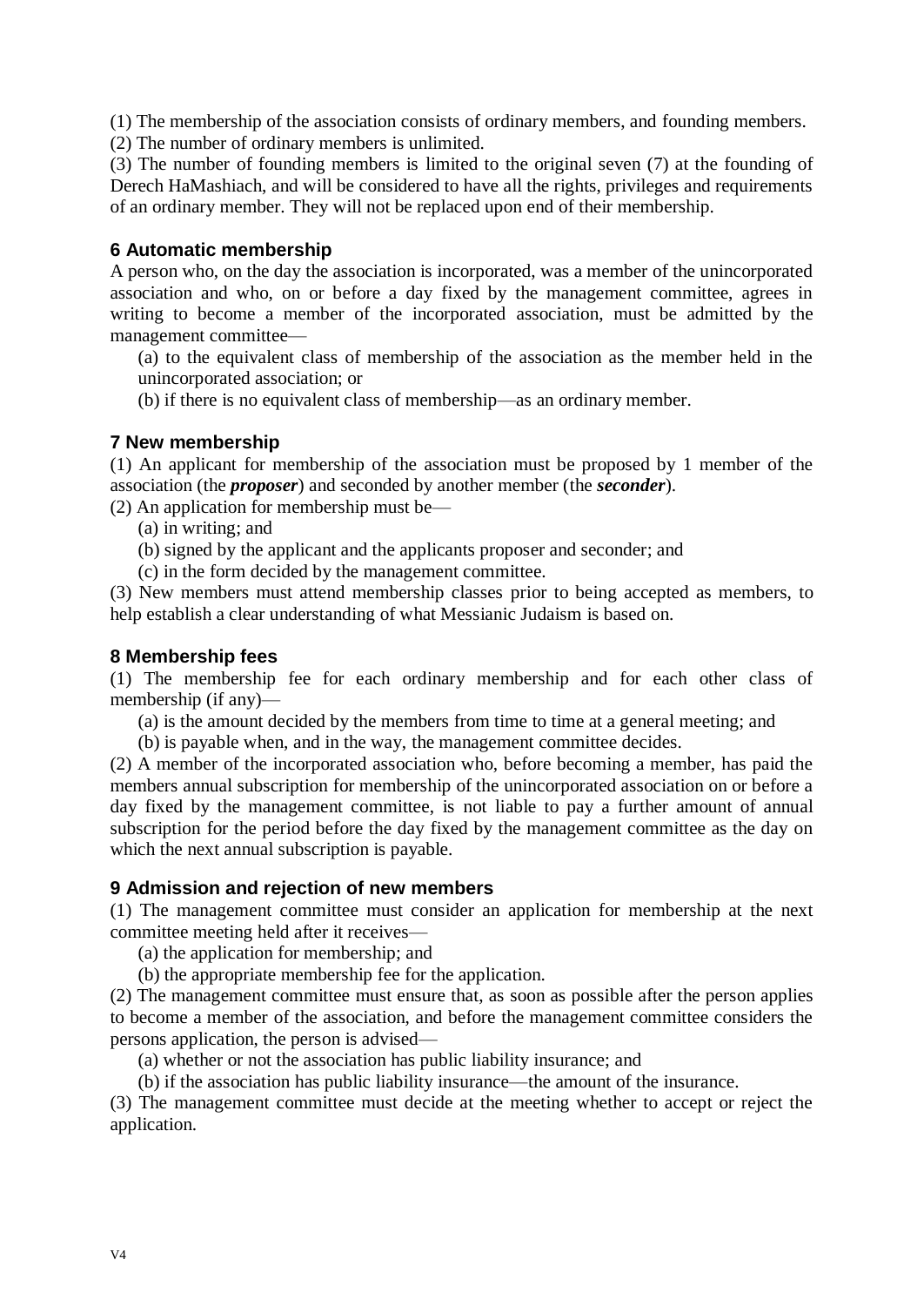(1) The membership of the association consists of ordinary members, and founding members.
(2) The number of ordinary members is unlimited.
(3) The number of founding members is limited to the original seven (7) at the founding of Derech HaMashiach, and will be considered to have all the rights, privileges and requirements of an ordinary member. They will not be replaced upon end of their membership.

### 6 Automatic membership

A person who, on the day the association is incorporated, was a member of the unincorporated association and who, on or before a day fixed by the management committee, agrees in writing to become a member of the incorporated association, must be admitted by the management committee—

(a) to the equivalent class of membership of the association as the member held in the unincorporated association; or

(b) if there is no equivalent class of membership—as an ordinary member.

### 7 New membership

(1) An applicant for membership of the association must be proposed by 1 member of the association (the ***proposer***) and seconded by another member (the ***seconder***).

(2) An application for membership must be—

(a) in writing; and

(b) signed by the applicant and the applicants proposer and seconder; and

(c) in the form decided by the management committee.

(3) New members must attend membership classes prior to being accepted as members, to help establish a clear understanding of what Messianic Judaism is based on.

### 8 Membership fees

(1) The membership fee for each ordinary membership and for each other class of membership (if any)—

(a) is the amount decided by the members from time to time at a general meeting; and

(b) is payable when, and in the way, the management committee decides.

(2) A member of the incorporated association who, before becoming a member, has paid the members annual subscription for membership of the unincorporated association on or before a day fixed by the management committee, is not liable to pay a further amount of annual subscription for the period before the day fixed by the management committee as the day on which the next annual subscription is payable.

### 9 Admission and rejection of new members

(1) The management committee must consider an application for membership at the next committee meeting held after it receives—

(a) the application for membership; and

(b) the appropriate membership fee for the application.

(2) The management committee must ensure that, as soon as possible after the person applies to become a member of the association, and before the management committee considers the persons application, the person is advised—

(a) whether or not the association has public liability insurance; and

(b) if the association has public liability insurance—the amount of the insurance.

(3) The management committee must decide at the meeting whether to accept or reject the application.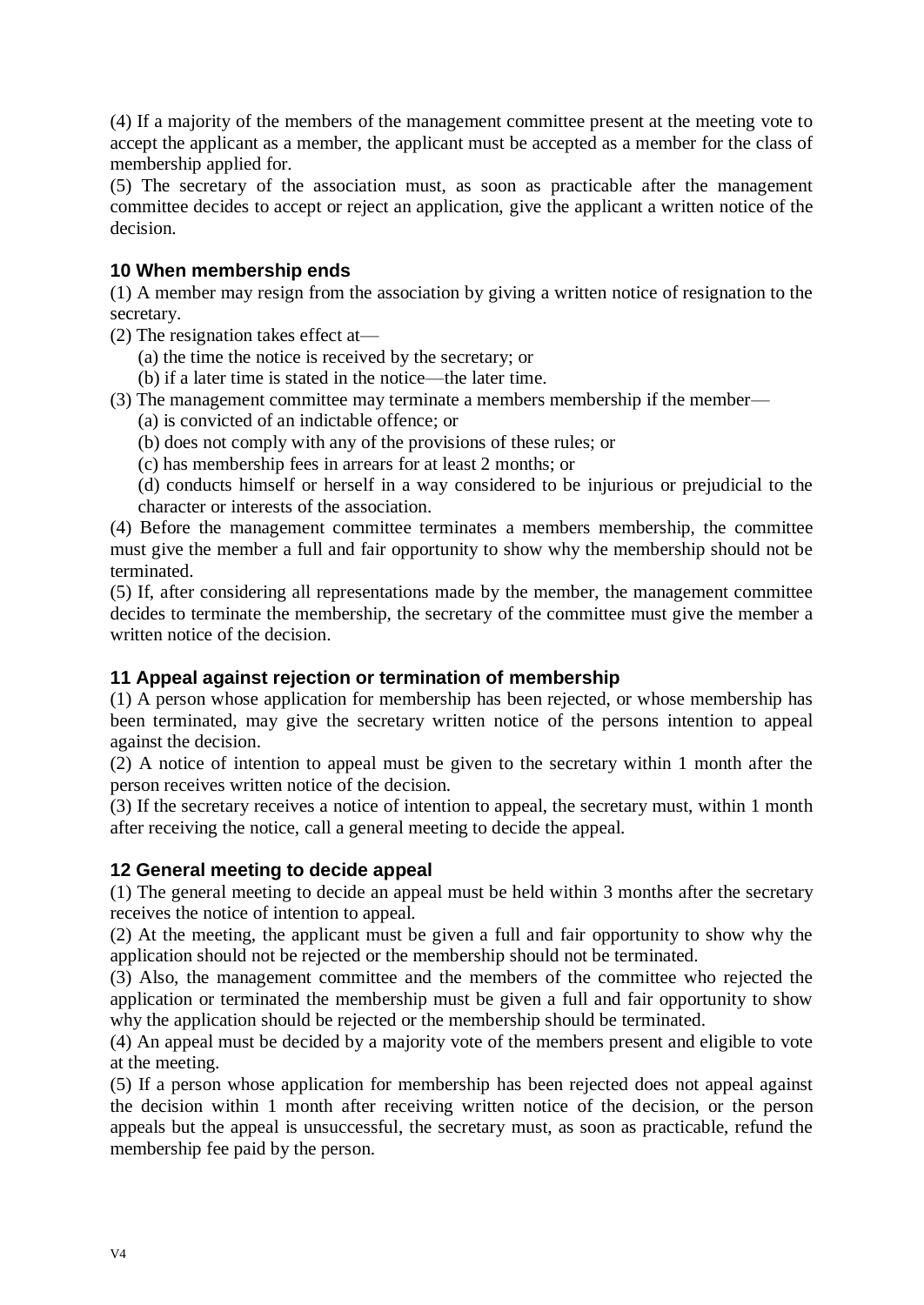(4) If a majority of the members of the management committee present at the meeting vote to accept the applicant as a member, the applicant must be accepted as a member for the class of membership applied for.

(5) The secretary of the association must, as soon as practicable after the management committee decides to accept or reject an application, give the applicant a written notice of the decision.

### 10 When membership ends

(1) A member may resign from the association by giving a written notice of resignation to the secretary.

(2) The resignation takes effect at—

(a) the time the notice is received by the secretary; or

(b) if a later time is stated in the notice—the later time.

(3) The management committee may terminate a members membership if the member—

(a) is convicted of an indictable offence; or

(b) does not comply with any of the provisions of these rules; or

(c) has membership fees in arrears for at least 2 months; or

(d) conducts himself or herself in a way considered to be injurious or prejudicial to the character or interests of the association.

(4) Before the management committee terminates a members membership, the committee must give the member a full and fair opportunity to show why the membership should not be terminated.

(5) If, after considering all representations made by the member, the management committee decides to terminate the membership, the secretary of the committee must give the member a written notice of the decision.

### 11 Appeal against rejection or termination of membership

(1) A person whose application for membership has been rejected, or whose membership has been terminated, may give the secretary written notice of the persons intention to appeal against the decision.

(2) A notice of intention to appeal must be given to the secretary within 1 month after the person receives written notice of the decision.

(3) If the secretary receives a notice of intention to appeal, the secretary must, within 1 month after receiving the notice, call a general meeting to decide the appeal.

### 12 General meeting to decide appeal

(1) The general meeting to decide an appeal must be held within 3 months after the secretary receives the notice of intention to appeal.

(2) At the meeting, the applicant must be given a full and fair opportunity to show why the application should not be rejected or the membership should not be terminated.

(3) Also, the management committee and the members of the committee who rejected the application or terminated the membership must be given a full and fair opportunity to show why the application should be rejected or the membership should be terminated.

(4) An appeal must be decided by a majority vote of the members present and eligible to vote at the meeting.

(5) If a person whose application for membership has been rejected does not appeal against the decision within 1 month after receiving written notice of the decision, or the person appeals but the appeal is unsuccessful, the secretary must, as soon as practicable, refund the membership fee paid by the person.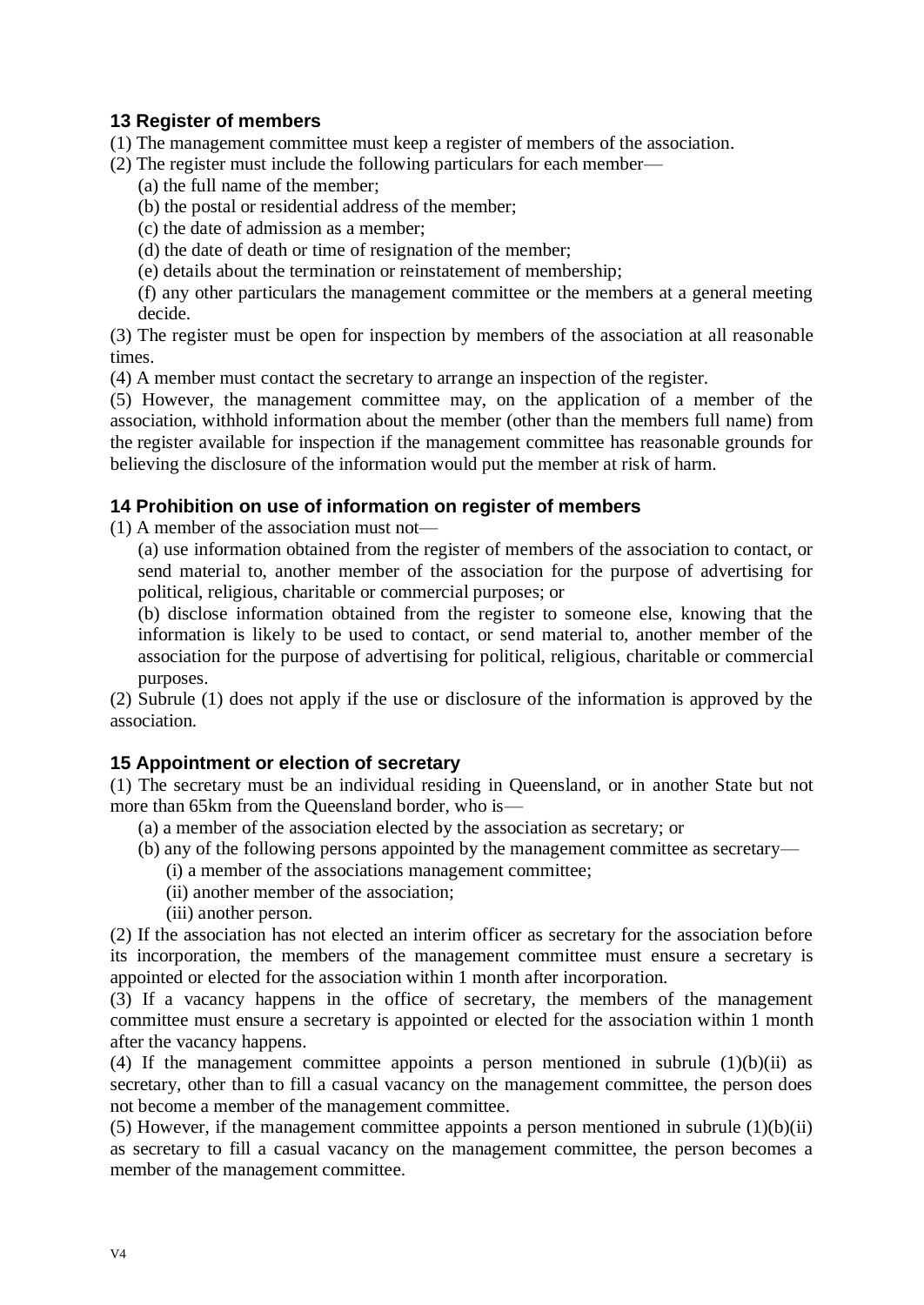### 13 Register of members

(1) The management committee must keep a register of members of the association.

(2) The register must include the following particulars for each member—

(a) the full name of the member;

(b) the postal or residential address of the member;

(c) the date of admission as a member;

(d) the date of death or time of resignation of the member;

(e) details about the termination or reinstatement of membership;

(f) any other particulars the management committee or the members at a general meeting decide.

(3) The register must be open for inspection by members of the association at all reasonable times.

(4) A member must contact the secretary to arrange an inspection of the register.

(5) However, the management committee may, on the application of a member of the association, withhold information about the member (other than the members full name) from the register available for inspection if the management committee has reasonable grounds for believing the disclosure of the information would put the member at risk of harm.

### 14 Prohibition on use of information on register of members

(1) A member of the association must not—

(a) use information obtained from the register of members of the association to contact, or send material to, another member of the association for the purpose of advertising for political, religious, charitable or commercial purposes; or

(b) disclose information obtained from the register to someone else, knowing that the information is likely to be used to contact, or send material to, another member of the association for the purpose of advertising for political, religious, charitable or commercial purposes.

(2) Subrule (1) does not apply if the use or disclosure of the information is approved by the association.

### 15 Appointment or election of secretary

(1) The secretary must be an individual residing in Queensland, or in another State but not more than 65km from the Queensland border, who is—

(a) a member of the association elected by the association as secretary; or

(b) any of the following persons appointed by the management committee as secretary—

(i) a member of the associations management committee;

(ii) another member of the association;

(iii) another person.

(2) If the association has not elected an interim officer as secretary for the association before its incorporation, the members of the management committee must ensure a secretary is appointed or elected for the association within 1 month after incorporation.

(3) If a vacancy happens in the office of secretary, the members of the management committee must ensure a secretary is appointed or elected for the association within 1 month after the vacancy happens.

(4) If the management committee appoints a person mentioned in subrule (1)(b)(ii) as secretary, other than to fill a casual vacancy on the management committee, the person does not become a member of the management committee.

(5) However, if the management committee appoints a person mentioned in subrule (1)(b)(ii) as secretary to fill a casual vacancy on the management committee, the person becomes a member of the management committee.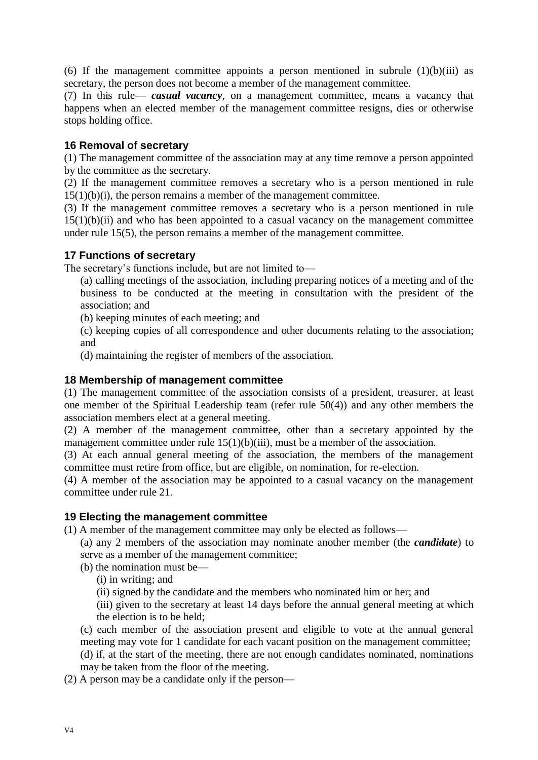(6) If the management committee appoints a person mentioned in subrule (1)(b)(iii) as secretary, the person does not become a member of the management committee.

(7) In this rule— ***casual vacancy***, on a management committee, means a vacancy that happens when an elected member of the management committee resigns, dies or otherwise stops holding office.

### 16 Removal of secretary

(1) The management committee of the association may at any time remove a person appointed by the committee as the secretary.

(2) If the management committee removes a secretary who is a person mentioned in rule 15(1)(b)(i), the person remains a member of the management committee.

(3) If the management committee removes a secretary who is a person mentioned in rule 15(1)(b)(ii) and who has been appointed to a casual vacancy on the management committee under rule 15(5), the person remains a member of the management committee.

### 17 Functions of secretary

The secretary's functions include, but are not limited to—

(a) calling meetings of the association, including preparing notices of a meeting and of the business to be conducted at the meeting in consultation with the president of the association; and

(b) keeping minutes of each meeting; and

(c) keeping copies of all correspondence and other documents relating to the association; and

(d) maintaining the register of members of the association.

### 18 Membership of management committee

(1) The management committee of the association consists of a president, treasurer, at least one member of the Spiritual Leadership team (refer rule 50(4)) and any other members the association members elect at a general meeting.

(2) A member of the management committee, other than a secretary appointed by the management committee under rule 15(1)(b)(iii), must be a member of the association.

(3) At each annual general meeting of the association, the members of the management committee must retire from office, but are eligible, on nomination, for re-election.

(4) A member of the association may be appointed to a casual vacancy on the management committee under rule 21.

### 19 Electing the management committee

(1) A member of the management committee may only be elected as follows—

(a) any 2 members of the association may nominate another member (the ***candidate***) to serve as a member of the management committee;

(b) the nomination must be—

(i) in writing; and

(ii) signed by the candidate and the members who nominated him or her; and

(iii) given to the secretary at least 14 days before the annual general meeting at which the election is to be held;

(c) each member of the association present and eligible to vote at the annual general meeting may vote for 1 candidate for each vacant position on the management committee;

(d) if, at the start of the meeting, there are not enough candidates nominated, nominations may be taken from the floor of the meeting.

(2) A person may be a candidate only if the person—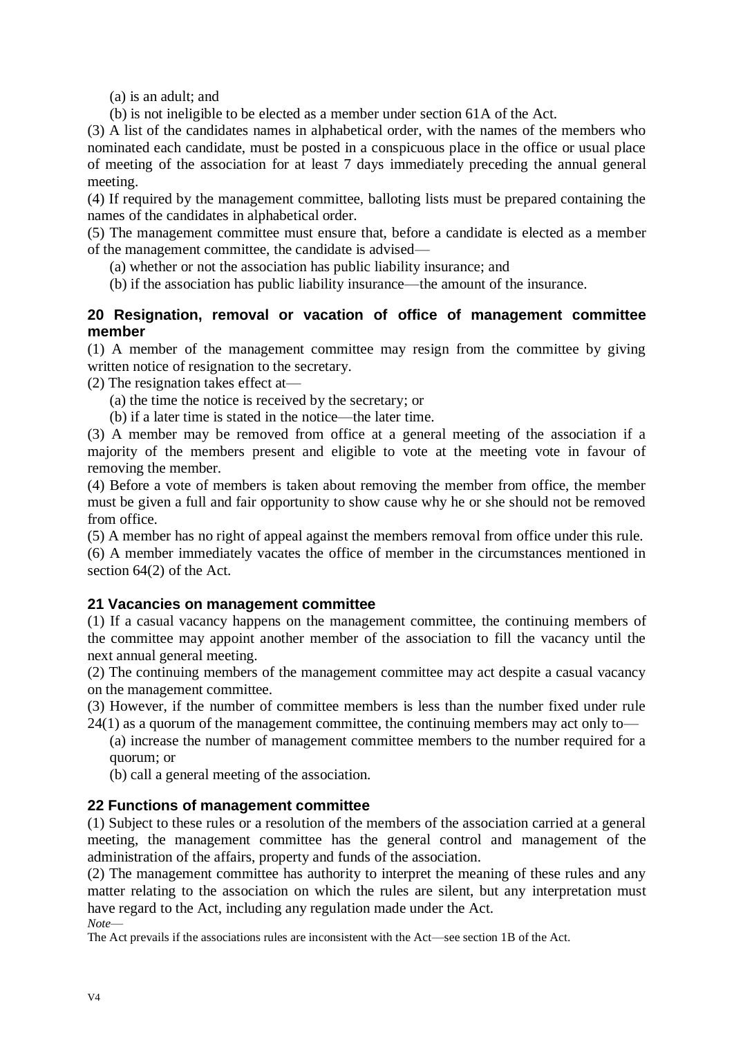(a) is an adult; and

(b) is not ineligible to be elected as a member under section 61A of the Act.

(3) A list of the candidates names in alphabetical order, with the names of the members who nominated each candidate, must be posted in a conspicuous place in the office or usual place of meeting of the association for at least 7 days immediately preceding the annual general meeting.

(4) If required by the management committee, balloting lists must be prepared containing the names of the candidates in alphabetical order.

(5) The management committee must ensure that, before a candidate is elected as a member of the management committee, the candidate is advised—

(a) whether or not the association has public liability insurance; and

(b) if the association has public liability insurance—the amount of the insurance.

### 20 Resignation, removal or vacation of office of management committee member

(1) A member of the management committee may resign from the committee by giving written notice of resignation to the secretary.

(2) The resignation takes effect at—

(a) the time the notice is received by the secretary; or

(b) if a later time is stated in the notice—the later time.

(3) A member may be removed from office at a general meeting of the association if a majority of the members present and eligible to vote at the meeting vote in favour of removing the member.

(4) Before a vote of members is taken about removing the member from office, the member must be given a full and fair opportunity to show cause why he or she should not be removed from office.

(5) A member has no right of appeal against the members removal from office under this rule.

(6) A member immediately vacates the office of member in the circumstances mentioned in section 64(2) of the Act.

### 21 Vacancies on management committee

(1) If a casual vacancy happens on the management committee, the continuing members of the committee may appoint another member of the association to fill the vacancy until the next annual general meeting.

(2) The continuing members of the management committee may act despite a casual vacancy on the management committee.

(3) However, if the number of committee members is less than the number fixed under rule 24(1) as a quorum of the management committee, the continuing members may act only to—

(a) increase the number of management committee members to the number required for a quorum; or

(b) call a general meeting of the association.

### 22 Functions of management committee

(1) Subject to these rules or a resolution of the members of the association carried at a general meeting, the management committee has the general control and management of the administration of the affairs, property and funds of the association.

(2) The management committee has authority to interpret the meaning of these rules and any matter relating to the association on which the rules are silent, but any interpretation must have regard to the Act, including any regulation made under the Act.

*Note*—

The Act prevails if the associations rules are inconsistent with the Act—see section 1B of the Act.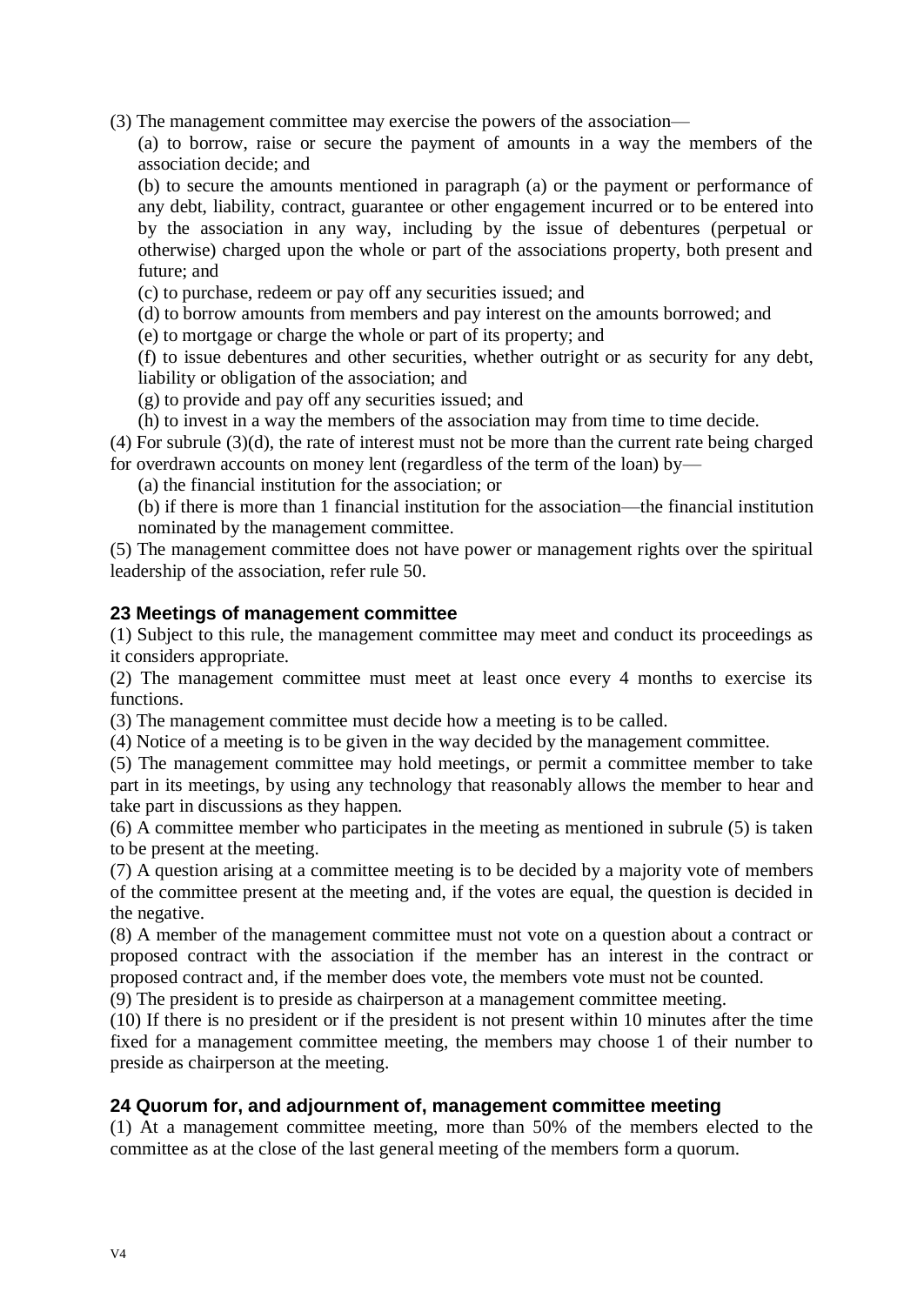(3) The management committee may exercise the powers of the association—

(a) to borrow, raise or secure the payment of amounts in a way the members of the association decide; and

(b) to secure the amounts mentioned in paragraph (a) or the payment or performance of any debt, liability, contract, guarantee or other engagement incurred or to be entered into by the association in any way, including by the issue of debentures (perpetual or otherwise) charged upon the whole or part of the associations property, both present and future; and

(c) to purchase, redeem or pay off any securities issued; and

(d) to borrow amounts from members and pay interest on the amounts borrowed; and

(e) to mortgage or charge the whole or part of its property; and

(f) to issue debentures and other securities, whether outright or as security for any debt, liability or obligation of the association; and

(g) to provide and pay off any securities issued; and

(h) to invest in a way the members of the association may from time to time decide.

(4) For subrule (3)(d), the rate of interest must not be more than the current rate being charged for overdrawn accounts on money lent (regardless of the term of the loan) by—

(a) the financial institution for the association; or

(b) if there is more than 1 financial institution for the association—the financial institution nominated by the management committee.

(5) The management committee does not have power or management rights over the spiritual leadership of the association, refer rule 50.

### 23 Meetings of management committee

(1) Subject to this rule, the management committee may meet and conduct its proceedings as it considers appropriate.

(2) The management committee must meet at least once every 4 months to exercise its functions.

(3) The management committee must decide how a meeting is to be called.

(4) Notice of a meeting is to be given in the way decided by the management committee.

(5) The management committee may hold meetings, or permit a committee member to take part in its meetings, by using any technology that reasonably allows the member to hear and take part in discussions as they happen.

(6) A committee member who participates in the meeting as mentioned in subrule (5) is taken to be present at the meeting.

(7) A question arising at a committee meeting is to be decided by a majority vote of members of the committee present at the meeting and, if the votes are equal, the question is decided in the negative.

(8) A member of the management committee must not vote on a question about a contract or proposed contract with the association if the member has an interest in the contract or proposed contract and, if the member does vote, the members vote must not be counted.

(9) The president is to preside as chairperson at a management committee meeting.

(10) If there is no president or if the president is not present within 10 minutes after the time fixed for a management committee meeting, the members may choose 1 of their number to preside as chairperson at the meeting.

### 24 Quorum for, and adjournment of, management committee meeting

(1) At a management committee meeting, more than 50% of the members elected to the committee as at the close of the last general meeting of the members form a quorum.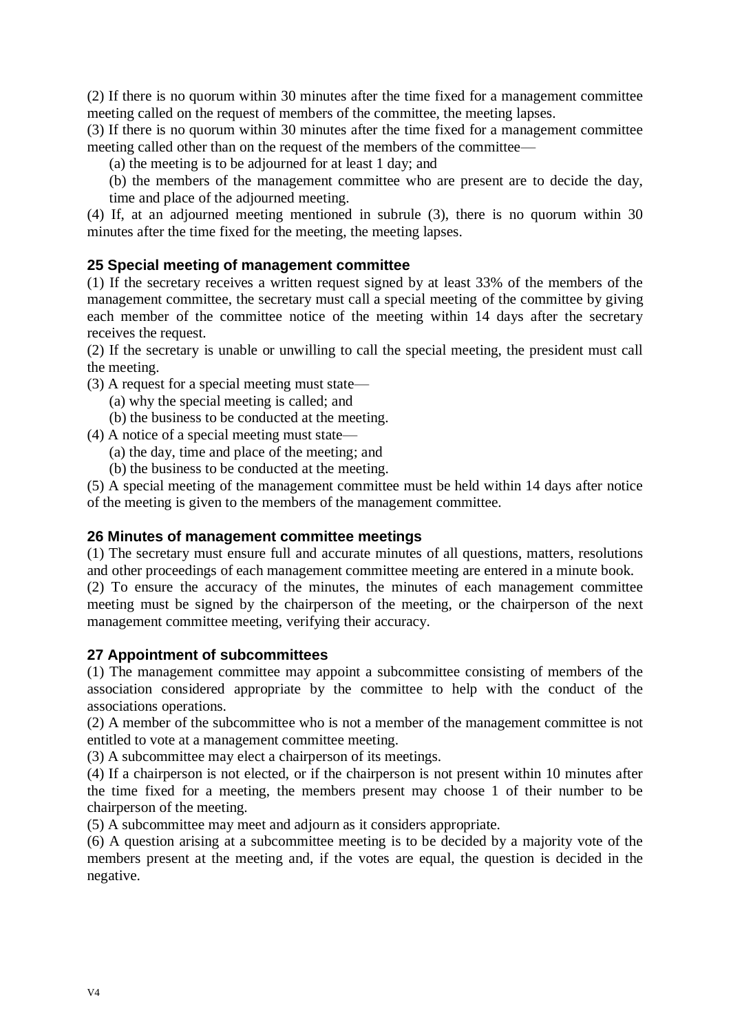(2) If there is no quorum within 30 minutes after the time fixed for a management committee meeting called on the request of members of the committee, the meeting lapses.

(3) If there is no quorum within 30 minutes after the time fixed for a management committee meeting called other than on the request of the members of the committee—

(a) the meeting is to be adjourned for at least 1 day; and

(b) the members of the management committee who are present are to decide the day, time and place of the adjourned meeting.

(4) If, at an adjourned meeting mentioned in subrule (3), there is no quorum within 30 minutes after the time fixed for the meeting, the meeting lapses.

### 25 Special meeting of management committee

(1) If the secretary receives a written request signed by at least 33% of the members of the management committee, the secretary must call a special meeting of the committee by giving each member of the committee notice of the meeting within 14 days after the secretary receives the request.

(2) If the secretary is unable or unwilling to call the special meeting, the president must call the meeting.

(3) A request for a special meeting must state—

(a) why the special meeting is called; and

(b) the business to be conducted at the meeting.

(4) A notice of a special meeting must state—

(a) the day, time and place of the meeting; and

(b) the business to be conducted at the meeting.

(5) A special meeting of the management committee must be held within 14 days after notice of the meeting is given to the members of the management committee.

### 26 Minutes of management committee meetings

(1) The secretary must ensure full and accurate minutes of all questions, matters, resolutions and other proceedings of each management committee meeting are entered in a minute book.

(2) To ensure the accuracy of the minutes, the minutes of each management committee meeting must be signed by the chairperson of the meeting, or the chairperson of the next management committee meeting, verifying their accuracy.

### 27 Appointment of subcommittees

(1) The management committee may appoint a subcommittee consisting of members of the association considered appropriate by the committee to help with the conduct of the associations operations.

(2) A member of the subcommittee who is not a member of the management committee is not entitled to vote at a management committee meeting.

(3) A subcommittee may elect a chairperson of its meetings.

(4) If a chairperson is not elected, or if the chairperson is not present within 10 minutes after the time fixed for a meeting, the members present may choose 1 of their number to be chairperson of the meeting.

(5) A subcommittee may meet and adjourn as it considers appropriate.

(6) A question arising at a subcommittee meeting is to be decided by a majority vote of the members present at the meeting and, if the votes are equal, the question is decided in the negative.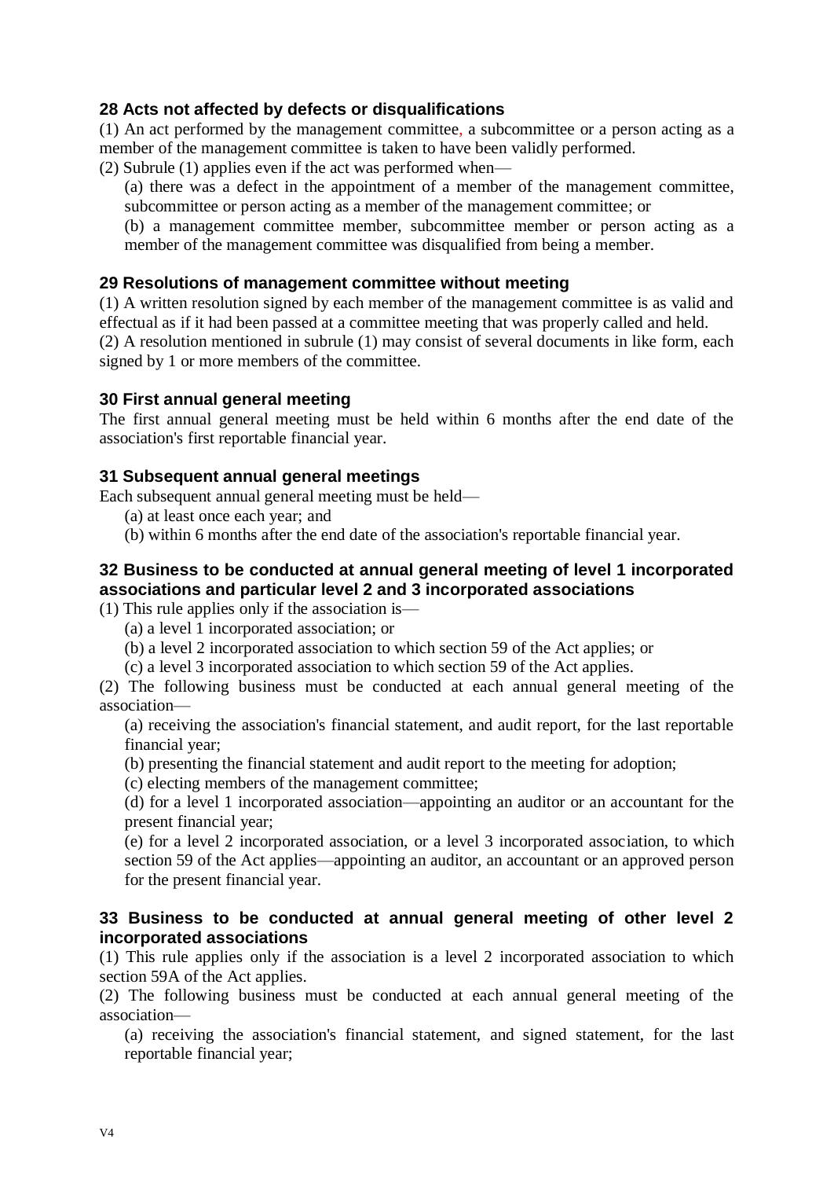### 28 Acts not affected by defects or disqualifications

(1) An act performed by the management committee, a subcommittee or a person acting as a member of the management committee is taken to have been validly performed.

(2) Subrule (1) applies even if the act was performed when—

(a) there was a defect in the appointment of a member of the management committee, subcommittee or person acting as a member of the management committee; or

(b) a management committee member, subcommittee member or person acting as a member of the management committee was disqualified from being a member.

### 29 Resolutions of management committee without meeting

(1) A written resolution signed by each member of the management committee is as valid and effectual as if it had been passed at a committee meeting that was properly called and held.

(2) A resolution mentioned in subrule (1) may consist of several documents in like form, each signed by 1 or more members of the committee.

### 30 First annual general meeting

The first annual general meeting must be held within 6 months after the end date of the association's first reportable financial year.

### 31 Subsequent annual general meetings

Each subsequent annual general meeting must be held—

(a) at least once each year; and

(b) within 6 months after the end date of the association's reportable financial year.

### 32 Business to be conducted at annual general meeting of level 1 incorporated associations and particular level 2 and 3 incorporated associations

(1) This rule applies only if the association is—

(a) a level 1 incorporated association; or

(b) a level 2 incorporated association to which section 59 of the Act applies; or

(c) a level 3 incorporated association to which section 59 of the Act applies.

(2) The following business must be conducted at each annual general meeting of the association—

(a) receiving the association's financial statement, and audit report, for the last reportable financial year;

(b) presenting the financial statement and audit report to the meeting for adoption;

(c) electing members of the management committee;

(d) for a level 1 incorporated association—appointing an auditor or an accountant for the present financial year;

(e) for a level 2 incorporated association, or a level 3 incorporated association, to which section 59 of the Act applies—appointing an auditor, an accountant or an approved person for the present financial year.

### 33 Business to be conducted at annual general meeting of other level 2 incorporated associations

(1) This rule applies only if the association is a level 2 incorporated association to which section 59A of the Act applies.

(2) The following business must be conducted at each annual general meeting of the association—

(a) receiving the association's financial statement, and signed statement, for the last reportable financial year;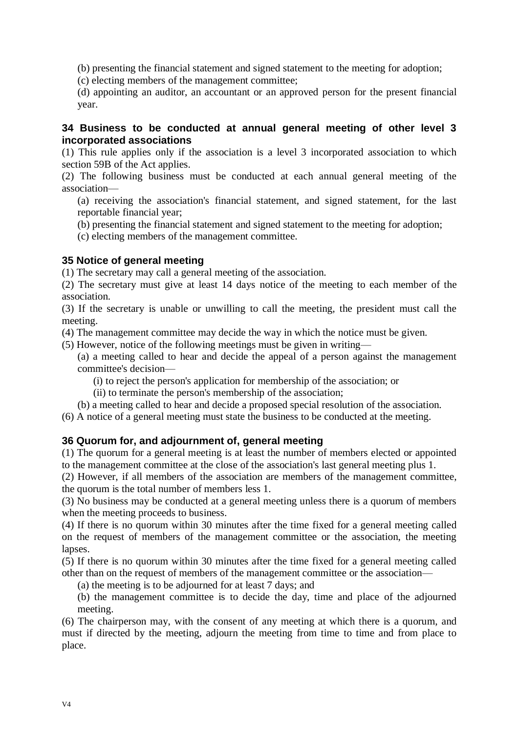(b) presenting the financial statement and signed statement to the meeting for adoption;

(c) electing members of the management committee;

(d) appointing an auditor, an accountant or an approved person for the present financial year.

### 34 Business to be conducted at annual general meeting of other level 3 incorporated associations

(1) This rule applies only if the association is a level 3 incorporated association to which section 59B of the Act applies.

(2) The following business must be conducted at each annual general meeting of the association—

(a) receiving the association's financial statement, and signed statement, for the last reportable financial year;

(b) presenting the financial statement and signed statement to the meeting for adoption;

(c) electing members of the management committee.

### 35 Notice of general meeting

(1) The secretary may call a general meeting of the association.

(2) The secretary must give at least 14 days notice of the meeting to each member of the association.

(3) If the secretary is unable or unwilling to call the meeting, the president must call the meeting.

(4) The management committee may decide the way in which the notice must be given.

(5) However, notice of the following meetings must be given in writing—

(a) a meeting called to hear and decide the appeal of a person against the management committee's decision—

(i) to reject the person's application for membership of the association; or

(ii) to terminate the person's membership of the association;

(b) a meeting called to hear and decide a proposed special resolution of the association.

(6) A notice of a general meeting must state the business to be conducted at the meeting.

### 36 Quorum for, and adjournment of, general meeting

(1) The quorum for a general meeting is at least the number of members elected or appointed to the management committee at the close of the association's last general meeting plus 1.

(2) However, if all members of the association are members of the management committee, the quorum is the total number of members less 1.

(3) No business may be conducted at a general meeting unless there is a quorum of members when the meeting proceeds to business.

(4) If there is no quorum within 30 minutes after the time fixed for a general meeting called on the request of members of the management committee or the association, the meeting lapses.

(5) If there is no quorum within 30 minutes after the time fixed for a general meeting called other than on the request of members of the management committee or the association—

(a) the meeting is to be adjourned for at least 7 days; and

(b) the management committee is to decide the day, time and place of the adjourned meeting.

(6) The chairperson may, with the consent of any meeting at which there is a quorum, and must if directed by the meeting, adjourn the meeting from time to time and from place to place.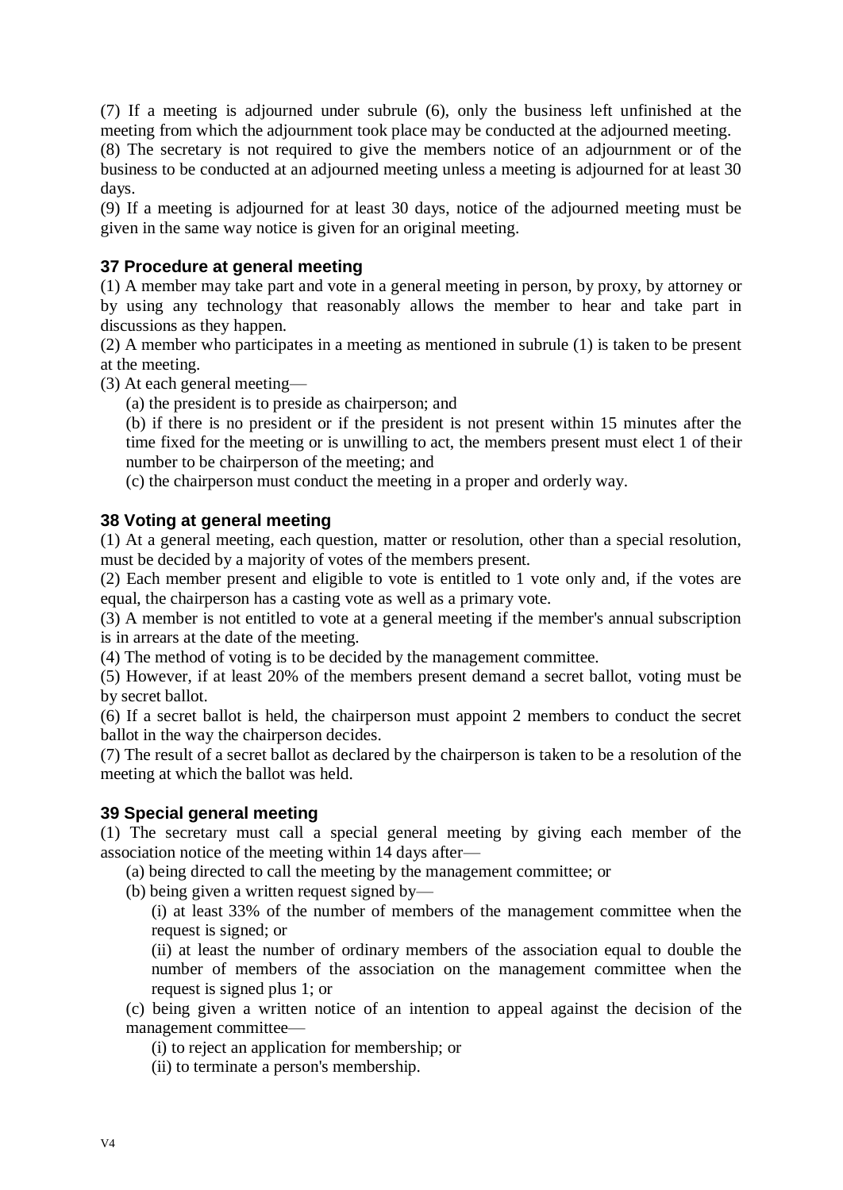(7) If a meeting is adjourned under subrule (6), only the business left unfinished at the meeting from which the adjournment took place may be conducted at the adjourned meeting.
(8) The secretary is not required to give the members notice of an adjournment or of the business to be conducted at an adjourned meeting unless a meeting is adjourned for at least 30 days.
(9) If a meeting is adjourned for at least 30 days, notice of the adjourned meeting must be given in the same way notice is given for an original meeting.

### 37 Procedure at general meeting

(1) A member may take part and vote in a general meeting in person, by proxy, by attorney or by using any technology that reasonably allows the member to hear and take part in discussions as they happen.
(2) A member who participates in a meeting as mentioned in subrule (1) is taken to be present at the meeting.
(3) At each general meeting—

(a) the president is to preside as chairperson; and

(b) if there is no president or if the president is not present within 15 minutes after the time fixed for the meeting or is unwilling to act, the members present must elect 1 of their number to be chairperson of the meeting; and

(c) the chairperson must conduct the meeting in a proper and orderly way.

### 38 Voting at general meeting

(1) At a general meeting, each question, matter or resolution, other than a special resolution, must be decided by a majority of votes of the members present.
(2) Each member present and eligible to vote is entitled to 1 vote only and, if the votes are equal, the chairperson has a casting vote as well as a primary vote.
(3) A member is not entitled to vote at a general meeting if the member's annual subscription is in arrears at the date of the meeting.
(4) The method of voting is to be decided by the management committee.
(5) However, if at least 20% of the members present demand a secret ballot, voting must be by secret ballot.
(6) If a secret ballot is held, the chairperson must appoint 2 members to conduct the secret ballot in the way the chairperson decides.
(7) The result of a secret ballot as declared by the chairperson is taken to be a resolution of the meeting at which the ballot was held.

### 39 Special general meeting

(1) The secretary must call a special general meeting by giving each member of the association notice of the meeting within 14 days after—

(a) being directed to call the meeting by the management committee; or

(b) being given a written request signed by—

(i) at least 33% of the number of members of the management committee when the request is signed; or

(ii) at least the number of ordinary members of the association equal to double the number of members of the association on the management committee when the request is signed plus 1; or

(c) being given a written notice of an intention to appeal against the decision of the management committee—

(i) to reject an application for membership; or

(ii) to terminate a person's membership.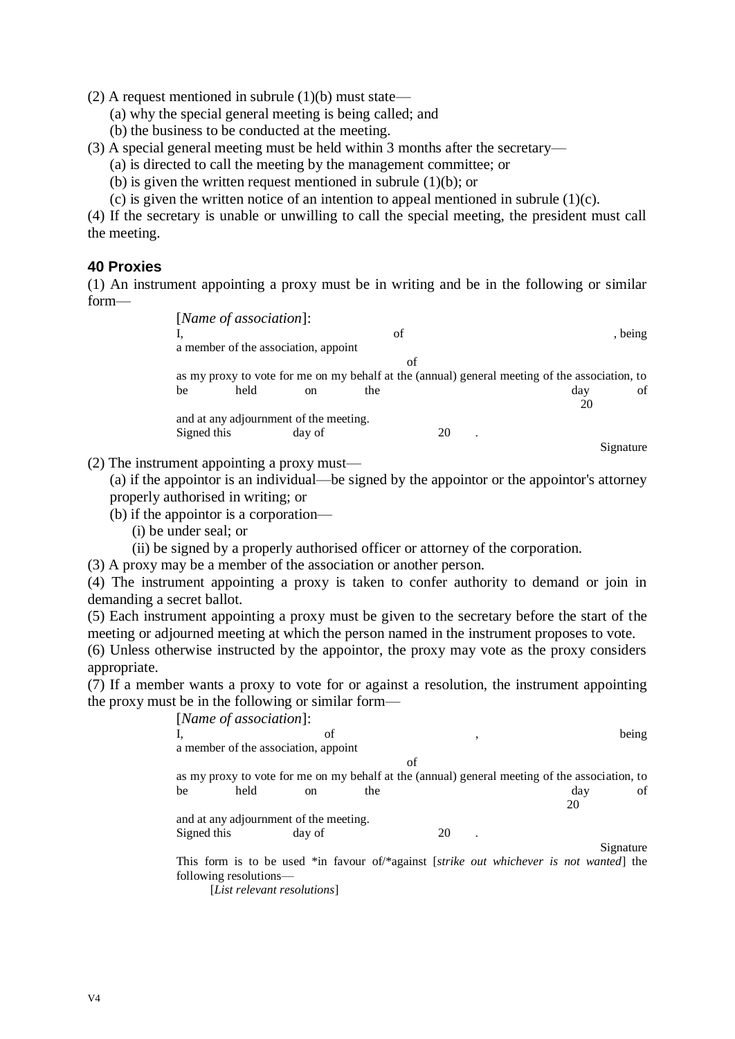(2) A request mentioned in subrule (1)(b) must state—

(a) why the special general meeting is being called; and

(b) the business to be conducted at the meeting.

(3) A special general meeting must be held within 3 months after the secretary—

(a) is directed to call the meeting by the management committee; or

(b) is given the written request mentioned in subrule (1)(b); or

(c) is given the written notice of an intention to appeal mentioned in subrule (1)(c).

(4) If the secretary is unable or unwilling to call the special meeting, the president must call the meeting.

### 40 Proxies

(1) An instrument appointing a proxy must be in writing and be in the following or similar form—

> [*Name of association*]:
>
> I, of , being a member of the association, appoint
>
> of
>
> as my proxy to vote for me on my behalf at the (annual) general meeting of the association, to be held on the day of 20
>
> and at any adjournment of the meeting.
>
> Signed this day of 20 .
>
> Signature

(2) The instrument appointing a proxy must—

(a) if the appointor is an individual—be signed by the appointor or the appointor's attorney properly authorised in writing; or

(b) if the appointor is a corporation—

(i) be under seal; or

(ii) be signed by a properly authorised officer or attorney of the corporation.

(3) A proxy may be a member of the association or another person.

(4) The instrument appointing a proxy is taken to confer authority to demand or join in demanding a secret ballot.

(5) Each instrument appointing a proxy must be given to the secretary before the start of the meeting or adjourned meeting at which the person named in the instrument proposes to vote.

(6) Unless otherwise instructed by the appointor, the proxy may vote as the proxy considers appropriate.

(7) If a member wants a proxy to vote for or against a resolution, the instrument appointing the proxy must be in the following or similar form—

> [*Name of association*]:
>
> I, of , being a member of the association, appoint
>
> of
>
> as my proxy to vote for me on my behalf at the (annual) general meeting of the association, to be held on the day of 20
>
> and at any adjournment of the meeting.
>
> Signed this day of 20 .
>
> Signature
>
> This form is to be used *in favour of/*against [*strike out whichever is not wanted*] the following resolutions—
>
> [*List relevant resolutions*]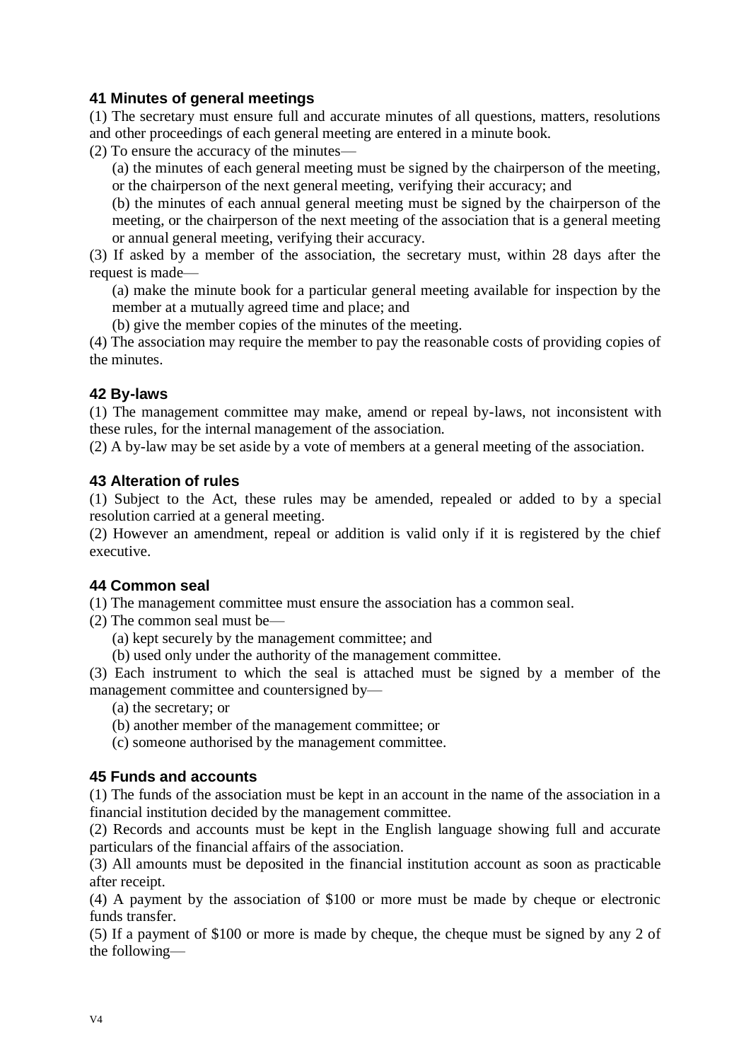### 41 Minutes of general meetings

(1) The secretary must ensure full and accurate minutes of all questions, matters, resolutions and other proceedings of each general meeting are entered in a minute book.

(2) To ensure the accuracy of the minutes—

(a) the minutes of each general meeting must be signed by the chairperson of the meeting, or the chairperson of the next general meeting, verifying their accuracy; and

(b) the minutes of each annual general meeting must be signed by the chairperson of the meeting, or the chairperson of the next meeting of the association that is a general meeting or annual general meeting, verifying their accuracy.

(3) If asked by a member of the association, the secretary must, within 28 days after the request is made—

(a) make the minute book for a particular general meeting available for inspection by the member at a mutually agreed time and place; and

(b) give the member copies of the minutes of the meeting.

(4) The association may require the member to pay the reasonable costs of providing copies of the minutes.

### 42 By-laws

(1) The management committee may make, amend or repeal by-laws, not inconsistent with these rules, for the internal management of the association.

(2) A by-law may be set aside by a vote of members at a general meeting of the association.

### 43 Alteration of rules

(1) Subject to the Act, these rules may be amended, repealed or added to by a special resolution carried at a general meeting.

(2) However an amendment, repeal or addition is valid only if it is registered by the chief executive.

### 44 Common seal

(1) The management committee must ensure the association has a common seal.

(2) The common seal must be—

(a) kept securely by the management committee; and

(b) used only under the authority of the management committee.

(3) Each instrument to which the seal is attached must be signed by a member of the management committee and countersigned by—

(a) the secretary; or

(b) another member of the management committee; or

(c) someone authorised by the management committee.

### 45 Funds and accounts

(1) The funds of the association must be kept in an account in the name of the association in a financial institution decided by the management committee.

(2) Records and accounts must be kept in the English language showing full and accurate particulars of the financial affairs of the association.

(3) All amounts must be deposited in the financial institution account as soon as practicable after receipt.

(4) A payment by the association of $100 or more must be made by cheque or electronic funds transfer.

(5) If a payment of $100 or more is made by cheque, the cheque must be signed by any 2 of the following—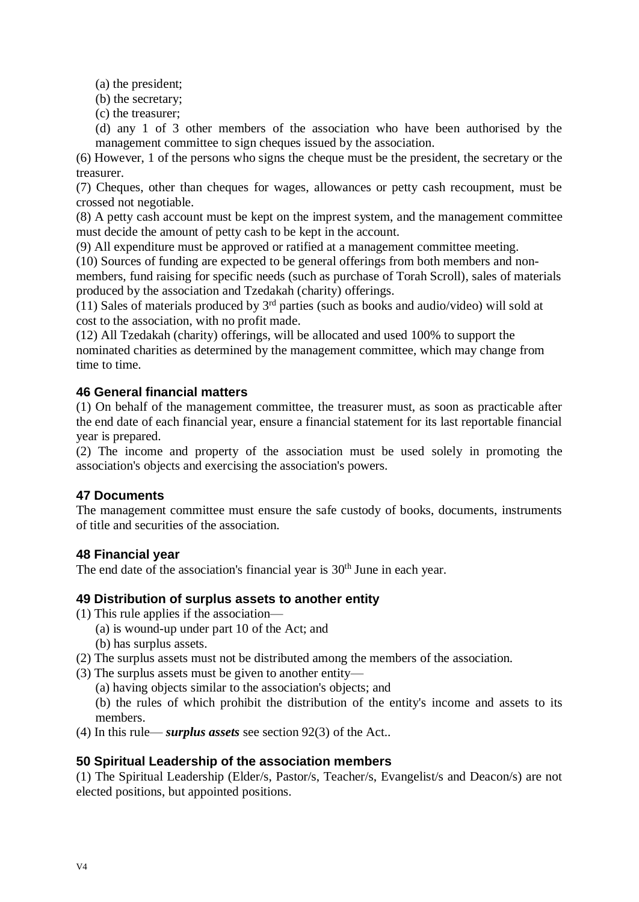(a) the president;

(b) the secretary;

(c) the treasurer;

(d) any 1 of 3 other members of the association who have been authorised by the management committee to sign cheques issued by the association.

(6) However, 1 of the persons who signs the cheque must be the president, the secretary or the treasurer.

(7) Cheques, other than cheques for wages, allowances or petty cash recoupment, must be crossed not negotiable.

(8) A petty cash account must be kept on the imprest system, and the management committee must decide the amount of petty cash to be kept in the account.

(9) All expenditure must be approved or ratified at a management committee meeting.

(10) Sources of funding are expected to be general offerings from both members and non-members, fund raising for specific needs (such as purchase of Torah Scroll), sales of materials produced by the association and Tzedakah (charity) offerings.

(11) Sales of materials produced by 3rd parties (such as books and audio/video) will sold at cost to the association, with no profit made.

(12) All Tzedakah (charity) offerings, will be allocated and used 100% to support the nominated charities as determined by the management committee, which may change from time to time.

### 46 General financial matters

(1) On behalf of the management committee, the treasurer must, as soon as practicable after the end date of each financial year, ensure a financial statement for its last reportable financial year is prepared.

(2) The income and property of the association must be used solely in promoting the association's objects and exercising the association's powers.

### 47 Documents

The management committee must ensure the safe custody of books, documents, instruments of title and securities of the association.

### 48 Financial year

The end date of the association's financial year is 30th June in each year.

### 49 Distribution of surplus assets to another entity

(1) This rule applies if the association—

(a) is wound-up under part 10 of the Act; and

(b) has surplus assets.

(2) The surplus assets must not be distributed among the members of the association.

(3) The surplus assets must be given to another entity—

(a) having objects similar to the association's objects; and

(b) the rules of which prohibit the distribution of the entity's income and assets to its members.

(4) In this rule— ***surplus assets*** see section 92(3) of the Act..

### 50 Spiritual Leadership of the association members

(1) The Spiritual Leadership (Elder/s, Pastor/s, Teacher/s, Evangelist/s and Deacon/s) are not elected positions, but appointed positions.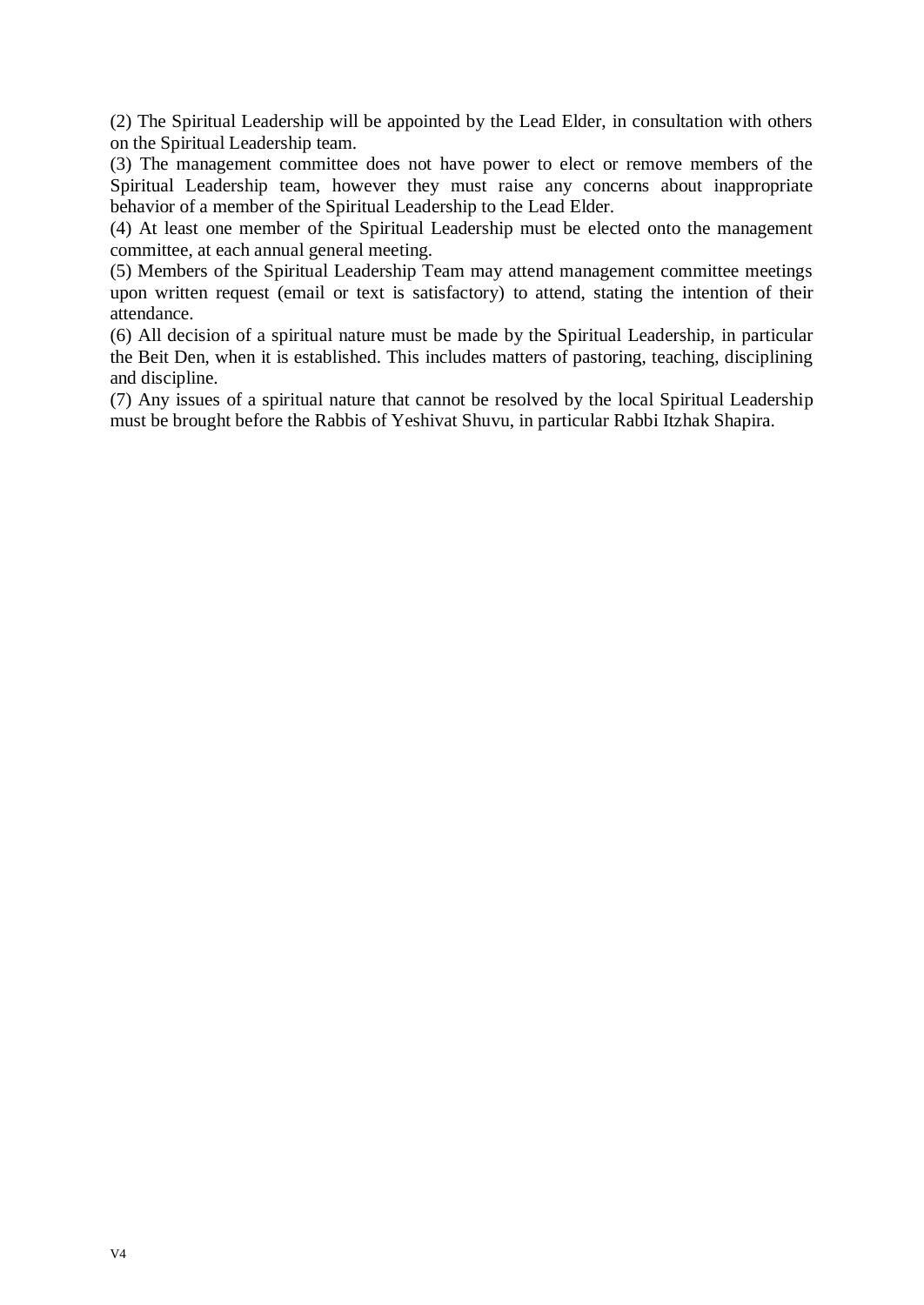(2) The Spiritual Leadership will be appointed by the Lead Elder, in consultation with others on the Spiritual Leadership team.

(3) The management committee does not have power to elect or remove members of the Spiritual Leadership team, however they must raise any concerns about inappropriate behavior of a member of the Spiritual Leadership to the Lead Elder.

(4) At least one member of the Spiritual Leadership must be elected onto the management committee, at each annual general meeting.

(5) Members of the Spiritual Leadership Team may attend management committee meetings upon written request (email or text is satisfactory) to attend, stating the intention of their attendance.

(6) All decision of a spiritual nature must be made by the Spiritual Leadership, in particular the Beit Den, when it is established. This includes matters of pastoring, teaching, disciplining and discipline.

(7) Any issues of a spiritual nature that cannot be resolved by the local Spiritual Leadership must be brought before the Rabbis of Yeshivat Shuvu, in particular Rabbi Itzhak Shapira.